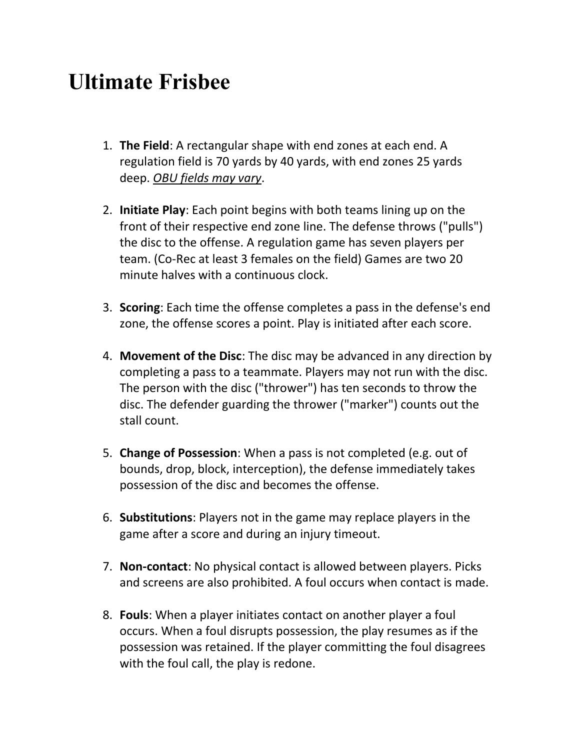# Ultimate Frisbee

1. **The Field**: A rectangular shape with end zones at each end. A regulation field is 70 yards by 40 yards, with end zones 25 yards deep. *OBU fields may vary*.

2. **Initiate Play**: Each point begins with both teams lining up on the front of their respective end zone line. The defense throws ("pulls") the disc to the offense. A regulation game has seven players per team. (Co-Rec at least 3 females on the field) Games are two 20 minute halves with a continuous clock.

3. **Scoring**: Each time the offense completes a pass in the defense's end zone, the offense scores a point. Play is initiated after each score.

4. **Movement of the Disc**: The disc may be advanced in any direction by completing a pass to a teammate. Players may not run with the disc. The person with the disc ("thrower") has ten seconds to throw the disc. The defender guarding the thrower ("marker") counts out the stall count.

5. **Change of Possession**: When a pass is not completed (e.g. out of bounds, drop, block, interception), the defense immediately takes possession of the disc and becomes the offense.

6. **Substitutions**: Players not in the game may replace players in the game after a score and during an injury timeout.

7. **Non-contact**: No physical contact is allowed between players. Picks and screens are also prohibited. A foul occurs when contact is made.

8. **Fouls**: When a player initiates contact on another player a foul occurs. When a foul disrupts possession, the play resumes as if the possession was retained. If the player committing the foul disagrees with the foul call, the play is redone.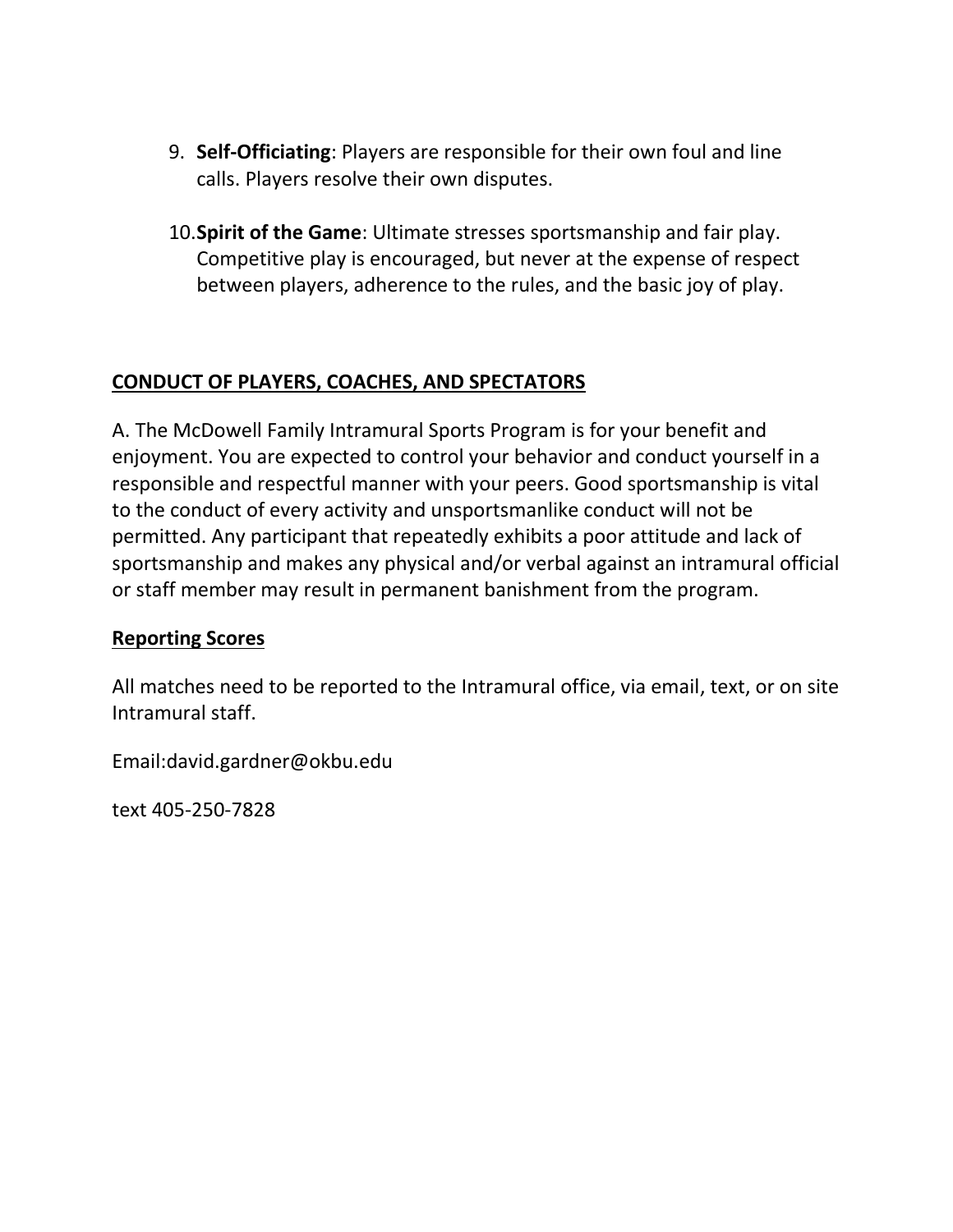9. **Self-Officiating**: Players are responsible for their own foul and line calls. Players resolve their own disputes.

10. **Spirit of the Game**: Ultimate stresses sportsmanship and fair play. Competitive play is encouraged, but never at the expense of respect between players, adherence to the rules, and the basic joy of play.

## CONDUCT OF PLAYERS, COACHES, AND SPECTATORS

A. The McDowell Family Intramural Sports Program is for your benefit and enjoyment. You are expected to control your behavior and conduct yourself in a responsible and respectful manner with your peers. Good sportsmanship is vital to the conduct of every activity and unsportsmanlike conduct will not be permitted. Any participant that repeatedly exhibits a poor attitude and lack of sportsmanship and makes any physical and/or verbal against an intramural official or staff member may result in permanent banishment from the program.

## Reporting Scores

All matches need to be reported to the Intramural office, via email, text, or on site Intramural staff.

Email:david.gardner@okbu.edu

text 405-250-7828